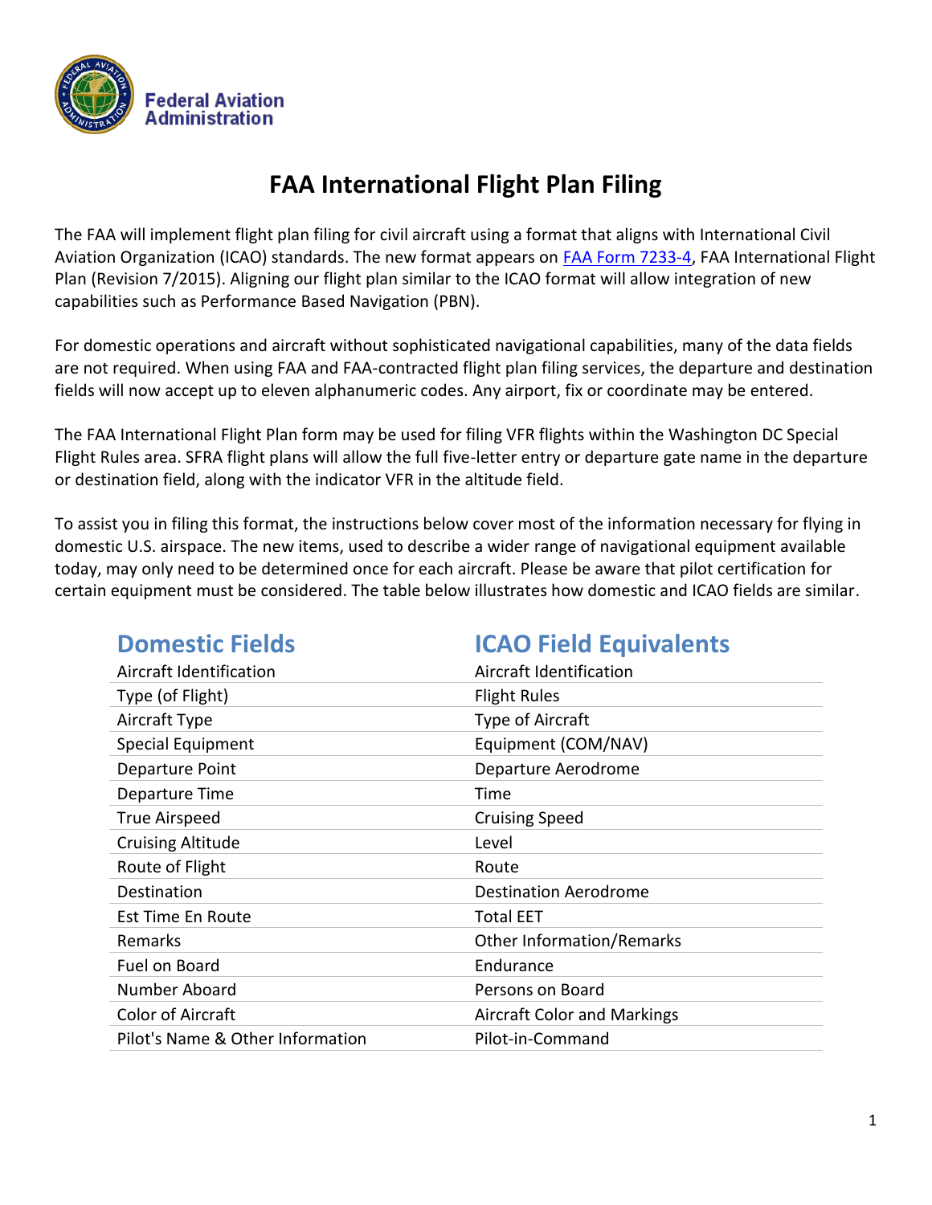Federal Aviation Administration

# FAA International Flight Plan Filing

The FAA will implement flight plan filing for civil aircraft using a format that aligns with International Civil Aviation Organization (ICAO) standards. The new format appears on FAA Form 7233-4, FAA International Flight Plan (Revision 7/2015). Aligning our flight plan similar to the ICAO format will allow integration of new capabilities such as Performance Based Navigation (PBN).

For domestic operations and aircraft without sophisticated navigational capabilities, many of the data fields are not required. When using FAA and FAA-contracted flight plan filing services, the departure and destination fields will now accept up to eleven alphanumeric codes. Any airport, fix or coordinate may be entered.

The FAA International Flight Plan form may be used for filing VFR flights within the Washington DC Special Flight Rules area. SFRA flight plans will allow the full five-letter entry or departure gate name in the departure or destination field, along with the indicator VFR in the altitude field.

To assist you in filing this format, the instructions below cover most of the information necessary for flying in domestic U.S. airspace. The new items, used to describe a wider range of navigational equipment available today, may only need to be determined once for each aircraft. Please be aware that pilot certification for certain equipment must be considered. The table below illustrates how domestic and ICAO fields are similar.

| Domestic Fields | ICAO Field Equivalents |
|---|---|
| Aircraft Identification | Aircraft Identification |
| Type (of Flight) | Flight Rules |
| Aircraft Type | Type of Aircraft |
| Special Equipment | Equipment (COM/NAV) |
| Departure Point | Departure Aerodrome |
| Departure Time | Time |
| True Airspeed | Cruising Speed |
| Cruising Altitude | Level |
| Route of Flight | Route |
| Destination | Destination Aerodrome |
| Est Time En Route | Total EET |
| Remarks | Other Information/Remarks |
| Fuel on Board | Endurance |
| Number Aboard | Persons on Board |
| Color of Aircraft | Aircraft Color and Markings |
| Pilot's Name & Other Information | Pilot-in-Command |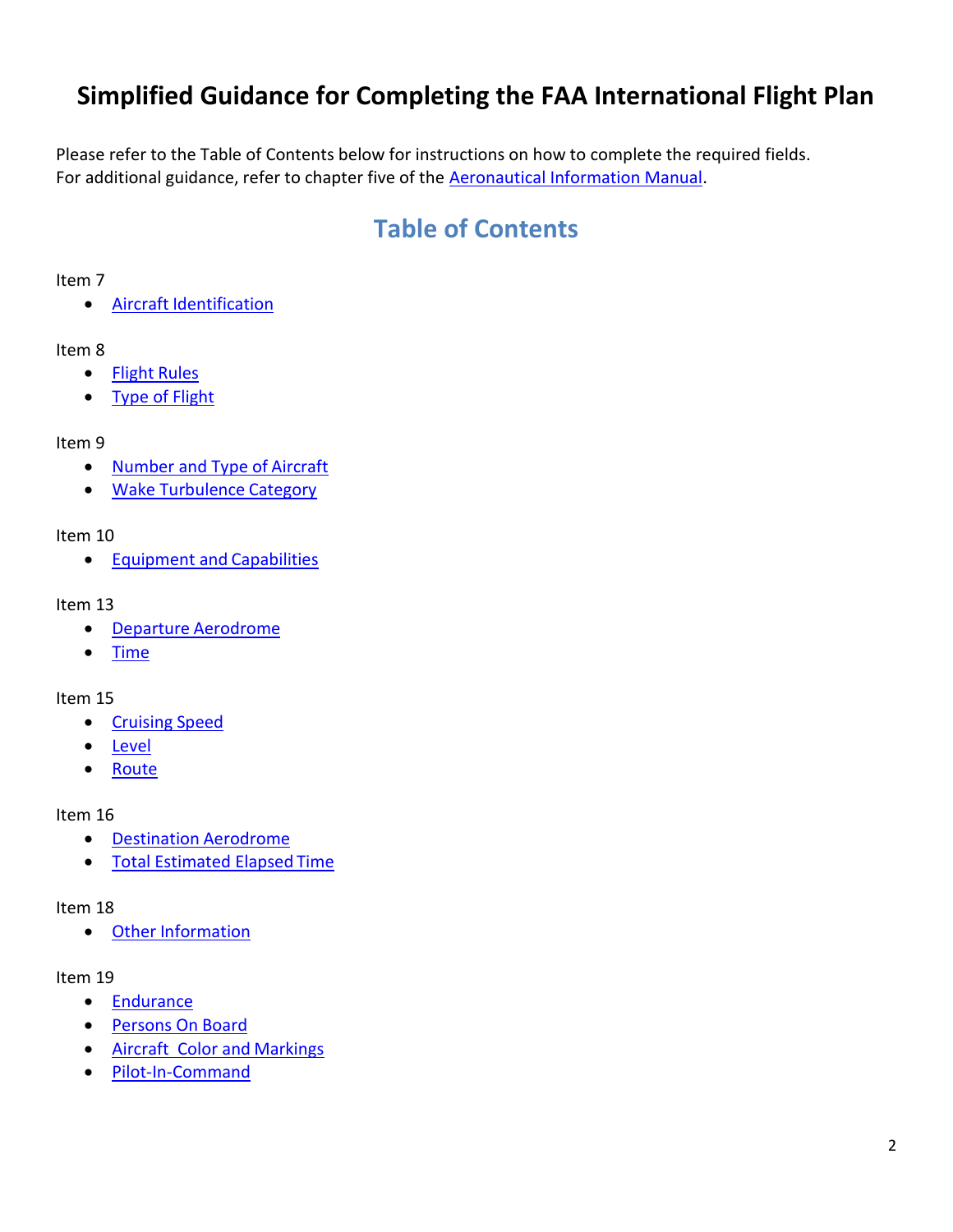# Simplified Guidance for Completing the FAA International Flight Plan

Please refer to the Table of Contents below for instructions on how to complete the required fields.
For additional guidance, refer to chapter five of the Aeronautical Information Manual.

## Table of Contents

Item 7

- Aircraft Identification

Item 8

- Flight Rules
- Type of Flight

Item 9

- Number and Type of Aircraft
- Wake Turbulence Category

Item 10

- Equipment and Capabilities

Item 13

- Departure Aerodrome
- Time

Item 15

- Cruising Speed
- Level
- Route

Item 16

- Destination Aerodrome
- Total Estimated Elapsed Time

Item 18

- Other Information

Item 19

- Endurance
- Persons On Board
- Aircraft Color and Markings
- Pilot-In-Command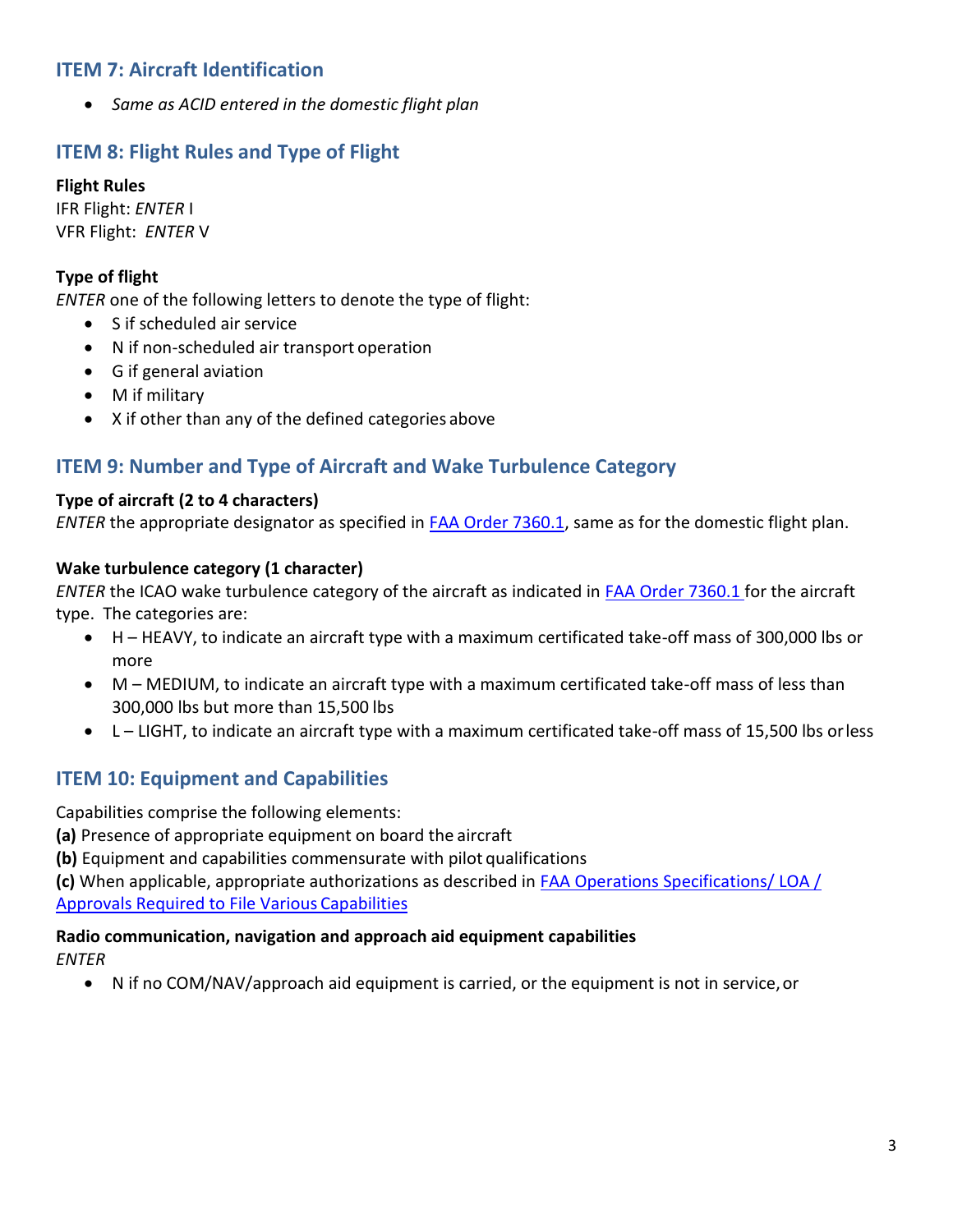## ITEM 7: Aircraft Identification

- *Same as ACID entered in the domestic flight plan*

## ITEM 8: Flight Rules and Type of Flight

**Flight Rules**
IFR Flight: *ENTER* I
VFR Flight: *ENTER* V

**Type of flight**
*ENTER* one of the following letters to denote the type of flight:

- S if scheduled air service
- N if non-scheduled air transport operation
- G if general aviation
- M if military
- X if other than any of the defined categories above

## ITEM 9: Number and Type of Aircraft and Wake Turbulence Category

**Type of aircraft (2 to 4 characters)**
*ENTER* the appropriate designator as specified in FAA Order 7360.1, same as for the domestic flight plan.

**Wake turbulence category (1 character)**
*ENTER* the ICAO wake turbulence category of the aircraft as indicated in FAA Order 7360.1 for the aircraft type. The categories are:

- H – HEAVY, to indicate an aircraft type with a maximum certificated take-off mass of 300,000 lbs or more
- M – MEDIUM, to indicate an aircraft type with a maximum certificated take-off mass of less than 300,000 lbs but more than 15,500 lbs
- L – LIGHT, to indicate an aircraft type with a maximum certificated take-off mass of 15,500 lbs or less

## ITEM 10: Equipment and Capabilities

Capabilities comprise the following elements:
**(a)** Presence of appropriate equipment on board the aircraft
**(b)** Equipment and capabilities commensurate with pilot qualifications
**(c)** When applicable, appropriate authorizations as described in FAA Operations Specifications/ LOA / Approvals Required to File Various Capabilities

**Radio communication, navigation and approach aid equipment capabilities**
*ENTER*

- N if no COM/NAV/approach aid equipment is carried, or the equipment is not in service, or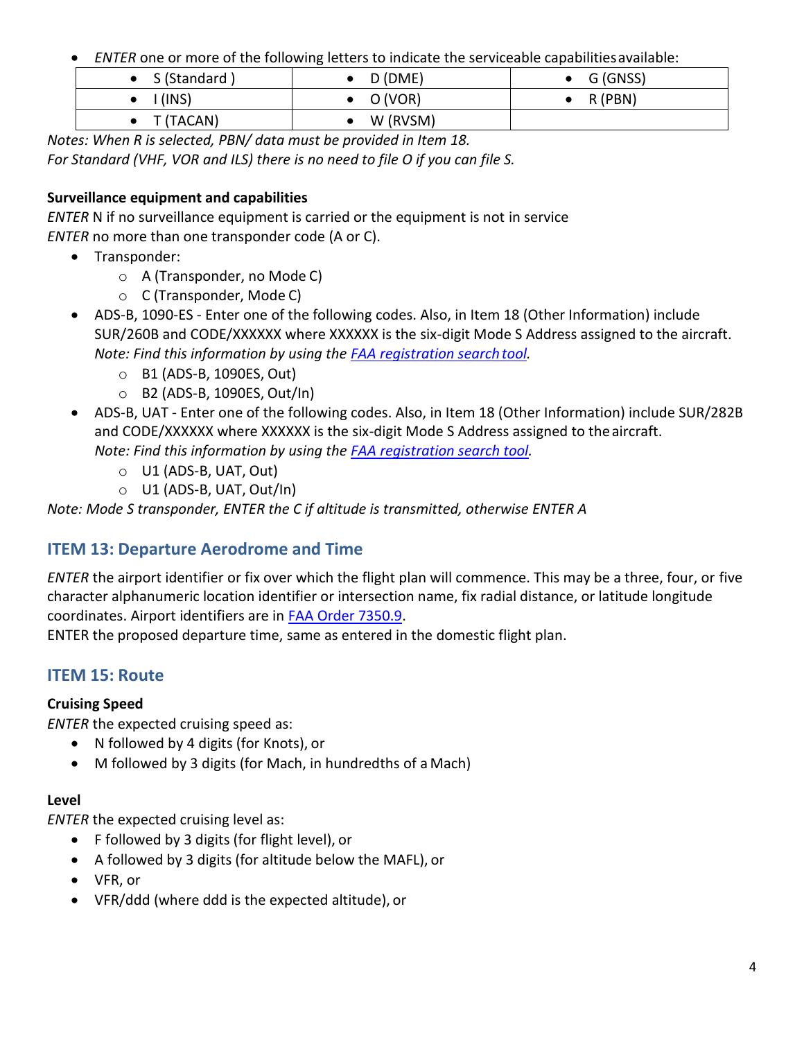- *ENTER* one or more of the following letters to indicate the serviceable capabilities available:

| | | |
|---|---|---|
| • S (Standard ) | • D (DME) | • G (GNSS) |
| • I (INS) | • O (VOR) | • R (PBN) |
| • T (TACAN) | • W (RVSM) | |

*Notes: When R is selected, PBN/ data must be provided in Item 18.*
*For Standard (VHF, VOR and ILS) there is no need to file O if you can file S.*

**Surveillance equipment and capabilities**

*ENTER* N if no surveillance equipment is carried or the equipment is not in service
*ENTER* no more than one transponder code (A or C).

- Transponder:
  - A (Transponder, no Mode C)
  - C (Transponder, Mode C)
- ADS-B, 1090-ES - Enter one of the following codes. Also, in Item 18 (Other Information) include SUR/260B and CODE/XXXXXX where XXXXXX is the six-digit Mode S Address assigned to the aircraft.
  *Note: Find this information by using the [FAA registration search tool](#).*
  - B1 (ADS-B, 1090ES, Out)
  - B2 (ADS-B, 1090ES, Out/In)
- ADS-B, UAT - Enter one of the following codes. Also, in Item 18 (Other Information) include SUR/282B and CODE/XXXXXX where XXXXXX is the six-digit Mode S Address assigned to the aircraft.
  *Note: Find this information by using the [FAA registration search tool](#).*
  - U1 (ADS-B, UAT, Out)
  - U1 (ADS-B, UAT, Out/In)

*Note: Mode S transponder, ENTER the C if altitude is transmitted, otherwise ENTER A*

## ITEM 13: Departure Aerodrome and Time

*ENTER* the airport identifier or fix over which the flight plan will commence. This may be a three, four, or five character alphanumeric location identifier or intersection name, fix radial distance, or latitude longitude coordinates. Airport identifiers are in [FAA Order 7350.9](#).

ENTER the proposed departure time, same as entered in the domestic flight plan.

## ITEM 15: Route

**Cruising Speed**

*ENTER* the expected cruising speed as:

- N followed by 4 digits (for Knots), or
- M followed by 3 digits (for Mach, in hundredths of a Mach)

**Level**

*ENTER* the expected cruising level as:

- F followed by 3 digits (for flight level), or
- A followed by 3 digits (for altitude below the MAFL), or
- VFR, or
- VFR/ddd (where ddd is the expected altitude), or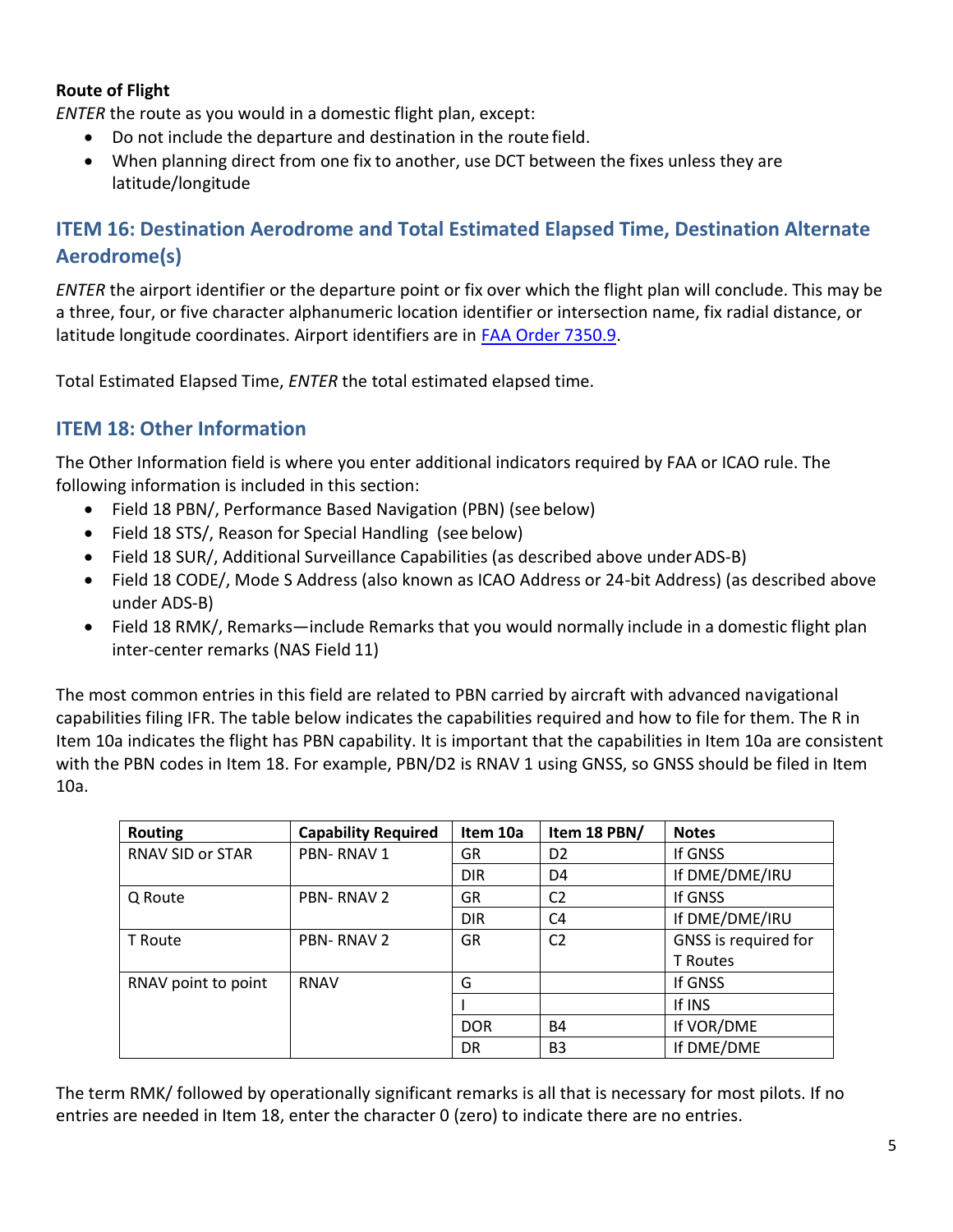**Route of Flight**

*ENTER* the route as you would in a domestic flight plan, except:

- Do not include the departure and destination in the route field.
- When planning direct from one fix to another, use DCT between the fixes unless they are latitude/longitude

## ITEM 16: Destination Aerodrome and Total Estimated Elapsed Time, Destination Alternate Aerodrome(s)

*ENTER* the airport identifier or the departure point or fix over which the flight plan will conclude. This may be a three, four, or five character alphanumeric location identifier or intersection name, fix radial distance, or latitude longitude coordinates. Airport identifiers are in FAA Order 7350.9.

Total Estimated Elapsed Time, *ENTER* the total estimated elapsed time.

## ITEM 18: Other Information

The Other Information field is where you enter additional indicators required by FAA or ICAO rule. The following information is included in this section:

- Field 18 PBN/, Performance Based Navigation (PBN) (see below)
- Field 18 STS/, Reason for Special Handling (see below)
- Field 18 SUR/, Additional Surveillance Capabilities (as described above under ADS-B)
- Field 18 CODE/, Mode S Address (also known as ICAO Address or 24-bit Address) (as described above under ADS-B)
- Field 18 RMK/, Remarks—include Remarks that you would normally include in a domestic flight plan inter-center remarks (NAS Field 11)

The most common entries in this field are related to PBN carried by aircraft with advanced navigational capabilities filing IFR. The table below indicates the capabilities required and how to file for them. The R in Item 10a indicates the flight has PBN capability. It is important that the capabilities in Item 10a are consistent with the PBN codes in Item 18. For example, PBN/D2 is RNAV 1 using GNSS, so GNSS should be filed in Item 10a.

| Routing | Capability Required | Item 10a | Item 18 PBN/ | Notes |
|---|---|---|---|---|
| RNAV SID or STAR | PBN- RNAV 1 | GR | D2 | If GNSS |
| | | DIR | D4 | If DME/DME/IRU |
| Q Route | PBN- RNAV 2 | GR | C2 | If GNSS |
| | | DIR | C4 | If DME/DME/IRU |
| T Route | PBN- RNAV 2 | GR | C2 | GNSS is required for T Routes |
| RNAV point to point | RNAV | G | | If GNSS |
| | | I | | If INS |
| | | DOR | B4 | If VOR/DME |
| | | DR | B3 | If DME/DME |

The term RMK/ followed by operationally significant remarks is all that is necessary for most pilots. If no entries are needed in Item 18, enter the character 0 (zero) to indicate there are no entries.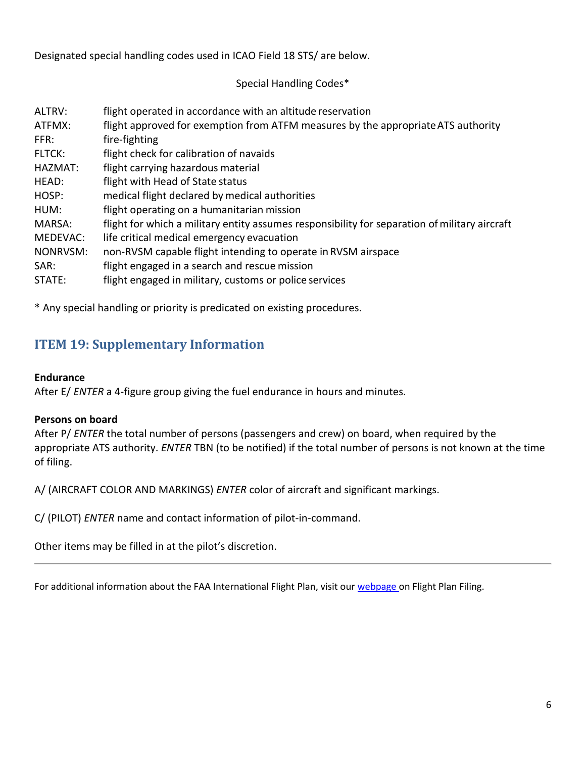Designated special handling codes used in ICAO Field 18 STS/ are below.

Special Handling Codes*

| | |
|---|---|
| ALTRV: | flight operated in accordance with an altitude reservation |
| ATFMX: | flight approved for exemption from ATFM measures by the appropriate ATS authority |
| FFR: | fire-fighting |
| FLTCK: | flight check for calibration of navaids |
| HAZMAT: | flight carrying hazardous material |
| HEAD: | flight with Head of State status |
| HOSP: | medical flight declared by medical authorities |
| HUM: | flight operating on a humanitarian mission |
| MARSA: | flight for which a military entity assumes responsibility for separation of military aircraft |
| MEDEVAC: | life critical medical emergency evacuation |
| NONRVSM: | non-RVSM capable flight intending to operate in RVSM airspace |
| SAR: | flight engaged in a search and rescue mission |
| STATE: | flight engaged in military, customs or police services |

* Any special handling or priority is predicated on existing procedures.

## ITEM 19: Supplementary Information

**Endurance**
After E/ *ENTER* a 4-figure group giving the fuel endurance in hours and minutes.

**Persons on board**
After P/ *ENTER* the total number of persons (passengers and crew) on board, when required by the appropriate ATS authority. *ENTER* TBN (to be notified) if the total number of persons is not known at the time of filing.

A/ (AIRCRAFT COLOR AND MARKINGS) *ENTER* color of aircraft and significant markings.

C/ (PILOT) *ENTER* name and contact information of pilot-in-command.

Other items may be filled in at the pilot's discretion.

---

For additional information about the FAA International Flight Plan, visit our webpage on Flight Plan Filing.